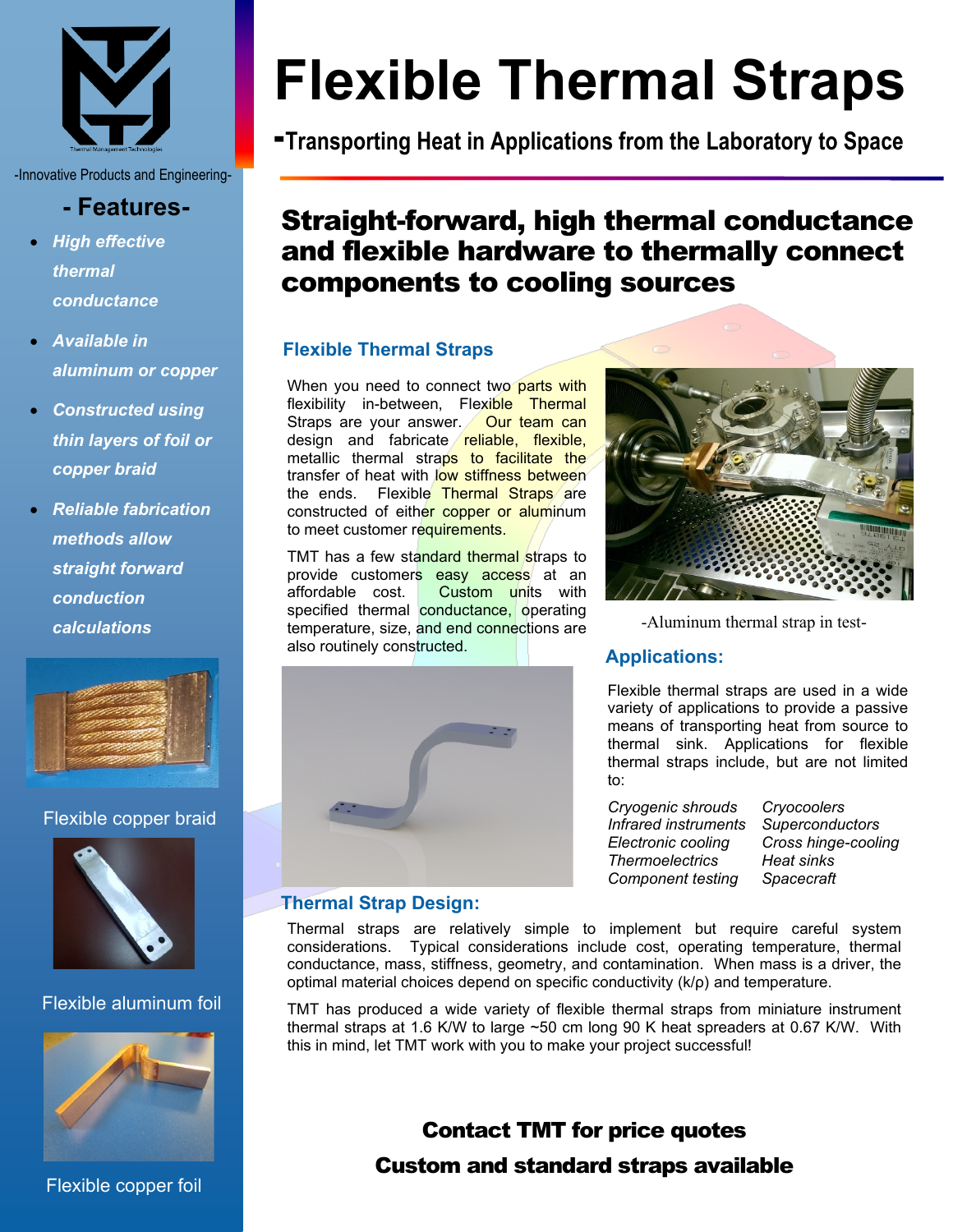# Flexible Thermal Straps

**-Transporting Heat in Applications from the Laboratory to Space**

-Innovative Products and Engineering-

## - Features-

- ***High effective thermal conductance***
- ***Available in aluminum or copper***
- ***Constructed using thin layers of foil or copper braid***
- ***Reliable fabrication methods allow straight forward conduction calculations***

Flexible copper braid

Flexible aluminum foil

Flexible copper foil

## Straight-forward, high thermal conductance and flexible hardware to thermally connect components to cooling sources

### Flexible Thermal Straps

When you need to connect two parts with flexibility in-between, Flexible Thermal Straps are your answer. Our team can design and fabricate reliable, flexible, metallic thermal straps to facilitate the transfer of heat with low stiffness between the ends. Flexible Thermal Straps are constructed of either copper or aluminum to meet customer requirements.

TMT has a few standard thermal straps to provide customers easy access at an affordable cost. Custom units with specified thermal conductance, operating temperature, size, and end connections are also routinely constructed.

-Aluminum thermal strap in test-

### Applications:

Flexible thermal straps are used in a wide variety of applications to provide a passive means of transporting heat from source to thermal sink. Applications for flexible thermal straps include, but are not limited to:

| | |
|---|---|
| *Cryogenic shrouds* | *Cryocoolers* |
| *Infrared instruments* | *Superconductors* |
| *Electronic cooling* | *Cross hinge-cooling* |
| *Thermoelectrics* | *Heat sinks* |
| *Component testing* | *Spacecraft* |

### Thermal Strap Design:

Thermal straps are relatively simple to implement but require careful system considerations. Typical considerations include cost, operating temperature, thermal conductance, mass, stiffness, geometry, and contamination. When mass is a driver, the optimal material choices depend on specific conductivity (k/ρ) and temperature.

TMT has produced a wide variety of flexible thermal straps from miniature instrument thermal straps at 1.6 K/W to large ~50 cm long 90 K heat spreaders at 0.67 K/W. With this in mind, let TMT work with you to make your project successful!

**Contact TMT for price quotes**

**Custom and standard straps available**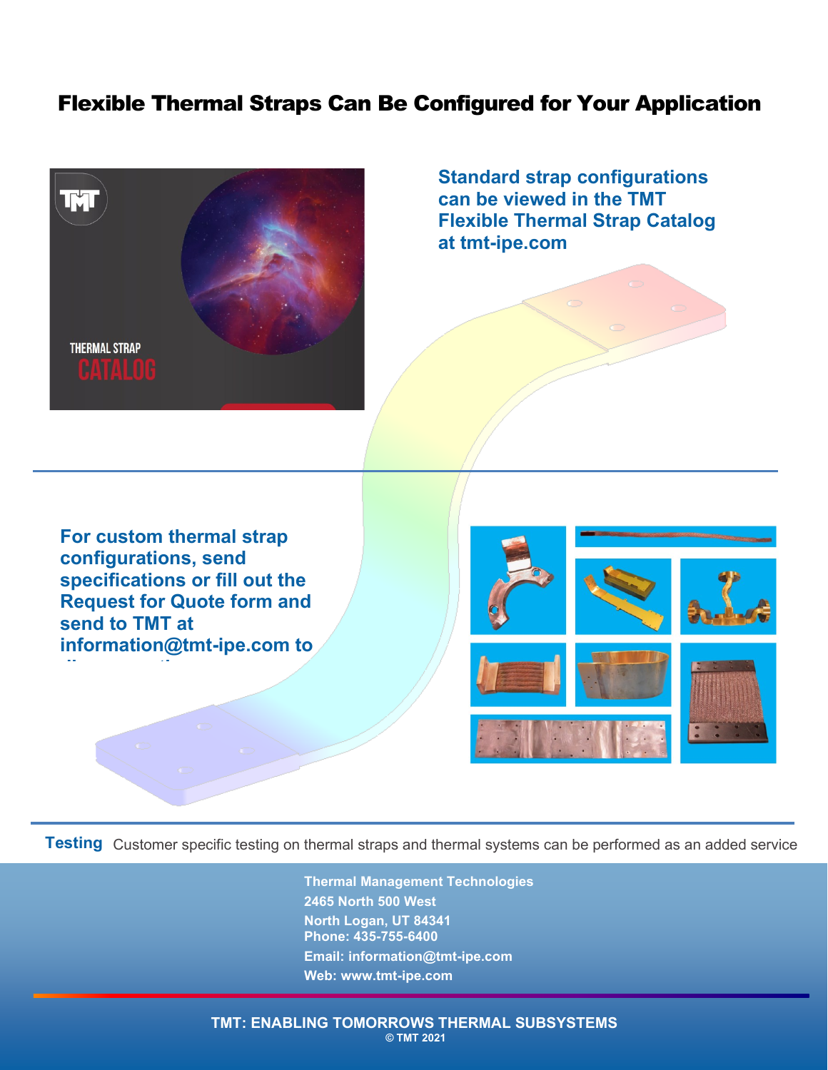# Flexible Thermal Straps Can Be Configured for Your Application

**Standard strap configurations can be viewed in the TMT Flexible Thermal Strap Catalog at tmt-ipe.com**

**For custom thermal strap configurations, send specifications or fill out the Request for Quote form and send to TMT at information@tmt-ipe.com to**

**Testing** Customer specific testing on thermal straps and thermal systems can be performed as an added service

**Thermal Management Technologies**
**2465 North 500 West**
**North Logan, UT 84341**
**Phone: 435-755-6400**
**Email: information@tmt-ipe.com**
**Web: www.tmt-ipe.com**

**TMT: ENABLING TOMORROWS THERMAL SUBSYSTEMS**
**© TMT 2021**